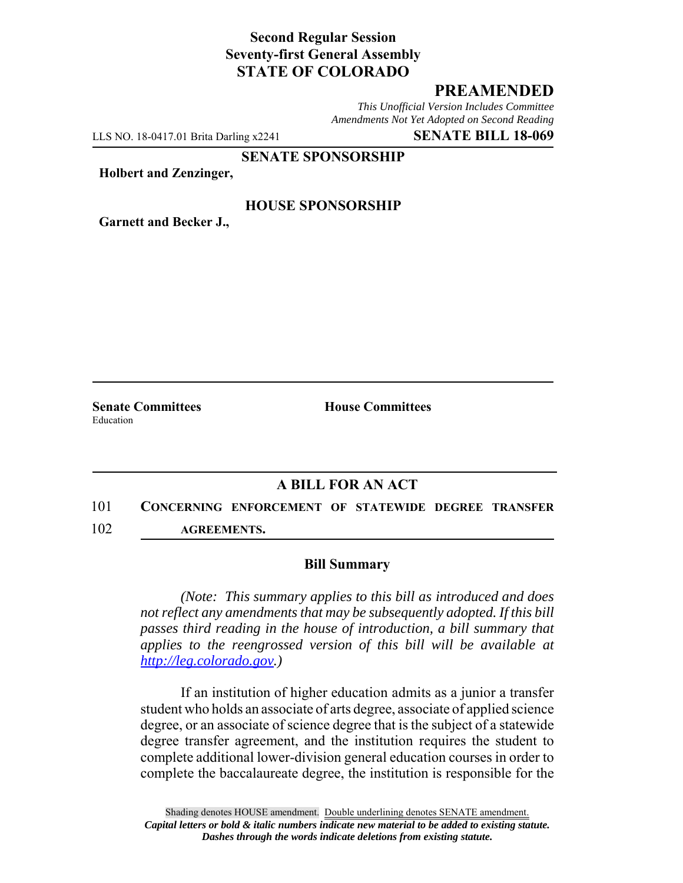**Second Regular Session**
**Seventy-first General Assembly**
**STATE OF COLORADO**

## PREAMENDED

*This Unofficial Version Includes Committee Amendments Not Yet Adopted on Second Reading*

LLS NO. 18-0417.01 Brita Darling x2241 **SENATE BILL 18-069**

**SENATE SPONSORSHIP**

**Holbert and Zenzinger,**

**HOUSE SPONSORSHIP**

**Garnett and Becker J.,**

**Senate Committees**
Education

**House Committees**

### A BILL FOR AN ACT

101 **CONCERNING ENFORCEMENT OF STATEWIDE DEGREE TRANSFER**
102 **AGREEMENTS.**

### Bill Summary

*(Note: This summary applies to this bill as introduced and does not reflect any amendments that may be subsequently adopted. If this bill passes third reading in the house of introduction, a bill summary that applies to the reengrossed version of this bill will be available at http://leg.colorado.gov.)*

If an institution of higher education admits as a junior a transfer student who holds an associate of arts degree, associate of applied science degree, or an associate of science degree that is the subject of a statewide degree transfer agreement, and the institution requires the student to complete additional lower-division general education courses in order to complete the baccalaureate degree, the institution is responsible for the

Shading denotes HOUSE amendment. Double underlining denotes SENATE amendment.
***Capital letters or bold & italic numbers indicate new material to be added to existing statute.***
***Dashes through the words indicate deletions from existing statute.***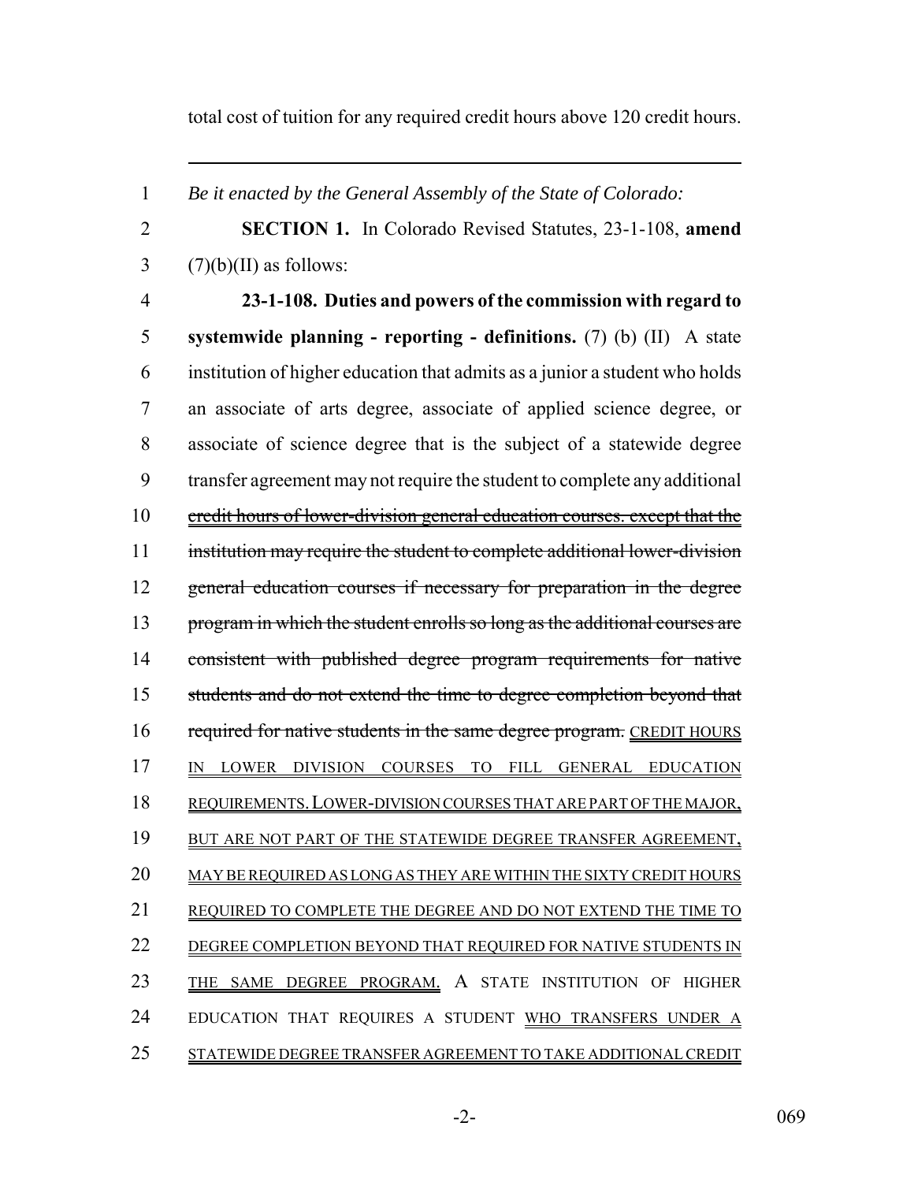total cost of tuition for any required credit hours above 120 credit hours.

---

*Be it enacted by the General Assembly of the State of Colorado:*

**SECTION 1.** In Colorado Revised Statutes, 23-1-108, **amend** (7)(b)(II) as follows:

**23-1-108. Duties and powers of the commission with regard to systemwide planning - reporting - definitions.** (7) (b) (II) A state institution of higher education that admits as a junior a student who holds an associate of arts degree, associate of applied science degree, or associate of science degree that is the subject of a statewide degree transfer agreement may not require the student to complete any additional ~~credit hours of lower-division general education courses. except that the institution may require the student to complete additional lower-division general education courses if necessary for preparation in the degree program in which the student enrolls so long as the additional courses are consistent with published degree program requirements for native students and do not extend the time to degree completion beyond that required for native students in the same degree program.~~ CREDIT HOURS IN LOWER DIVISION COURSES TO FILL GENERAL EDUCATION REQUIREMENTS. LOWER-DIVISION COURSES THAT ARE PART OF THE MAJOR, BUT ARE NOT PART OF THE STATEWIDE DEGREE TRANSFER AGREEMENT, MAY BE REQUIRED AS LONG AS THEY ARE WITHIN THE SIXTY CREDIT HOURS REQUIRED TO COMPLETE THE DEGREE AND DO NOT EXTEND THE TIME TO DEGREE COMPLETION BEYOND THAT REQUIRED FOR NATIVE STUDENTS IN THE SAME DEGREE PROGRAM. A STATE INSTITUTION OF HIGHER EDUCATION THAT REQUIRES A STUDENT WHO TRANSFERS UNDER A STATEWIDE DEGREE TRANSFER AGREEMENT TO TAKE ADDITIONAL CREDIT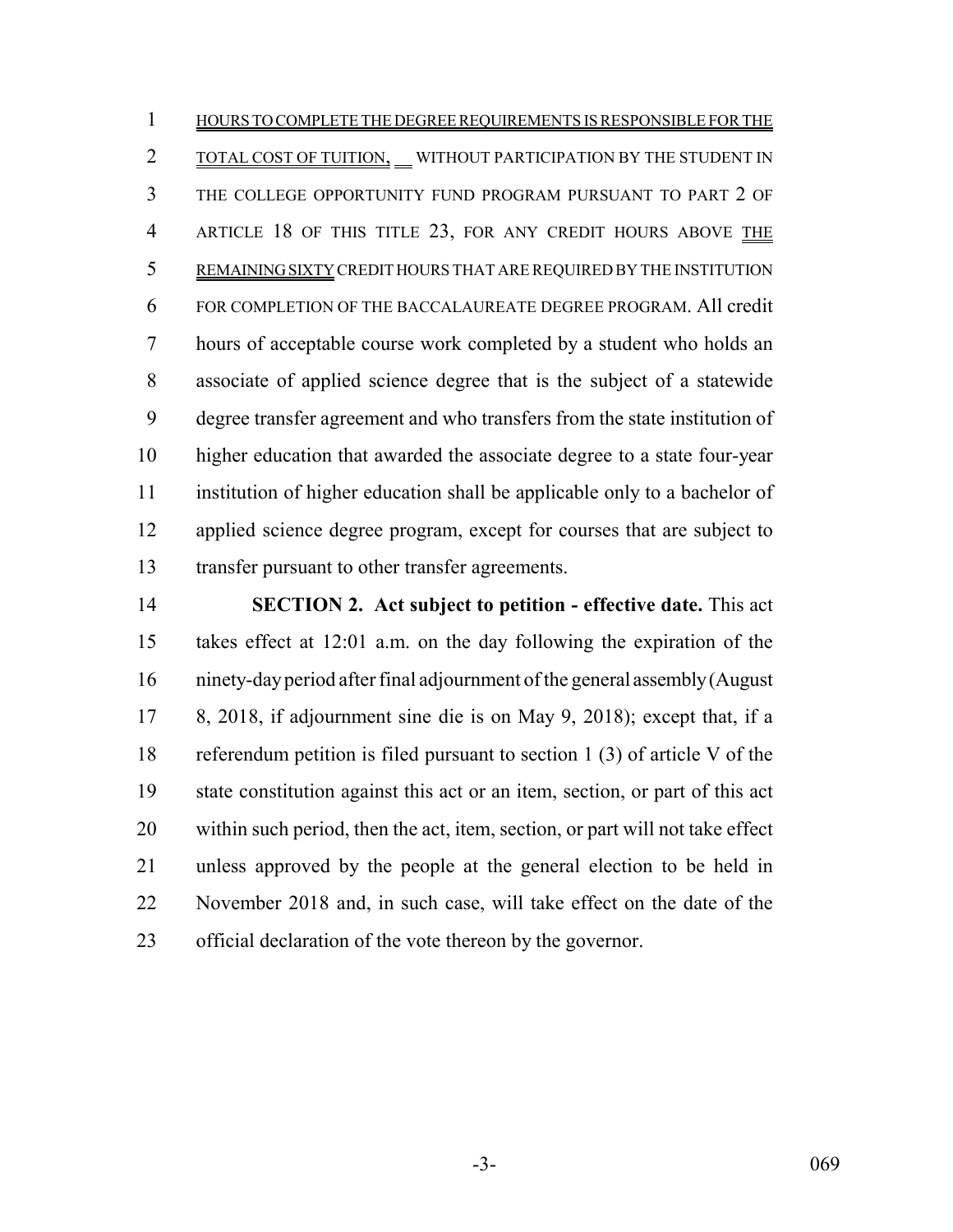HOURS TO COMPLETE THE DEGREE REQUIREMENTS IS RESPONSIBLE FOR THE TOTAL COST OF TUITION, WITHOUT PARTICIPATION BY THE STUDENT IN THE COLLEGE OPPORTUNITY FUND PROGRAM PURSUANT TO PART 2 OF ARTICLE 18 OF THIS TITLE 23, FOR ANY CREDIT HOURS ABOVE THE REMAINING SIXTY CREDIT HOURS THAT ARE REQUIRED BY THE INSTITUTION FOR COMPLETION OF THE BACCALAUREATE DEGREE PROGRAM. All credit hours of acceptable course work completed by a student who holds an associate of applied science degree that is the subject of a statewide degree transfer agreement and who transfers from the state institution of higher education that awarded the associate degree to a state four-year institution of higher education shall be applicable only to a bachelor of applied science degree program, except for courses that are subject to transfer pursuant to other transfer agreements.

**SECTION 2. Act subject to petition - effective date.** This act takes effect at 12:01 a.m. on the day following the expiration of the ninety-day period after final adjournment of the general assembly (August 8, 2018, if adjournment sine die is on May 9, 2018); except that, if a referendum petition is filed pursuant to section 1 (3) of article V of the state constitution against this act or an item, section, or part of this act within such period, then the act, item, section, or part will not take effect unless approved by the people at the general election to be held in November 2018 and, in such case, will take effect on the date of the official declaration of the vote thereon by the governor.